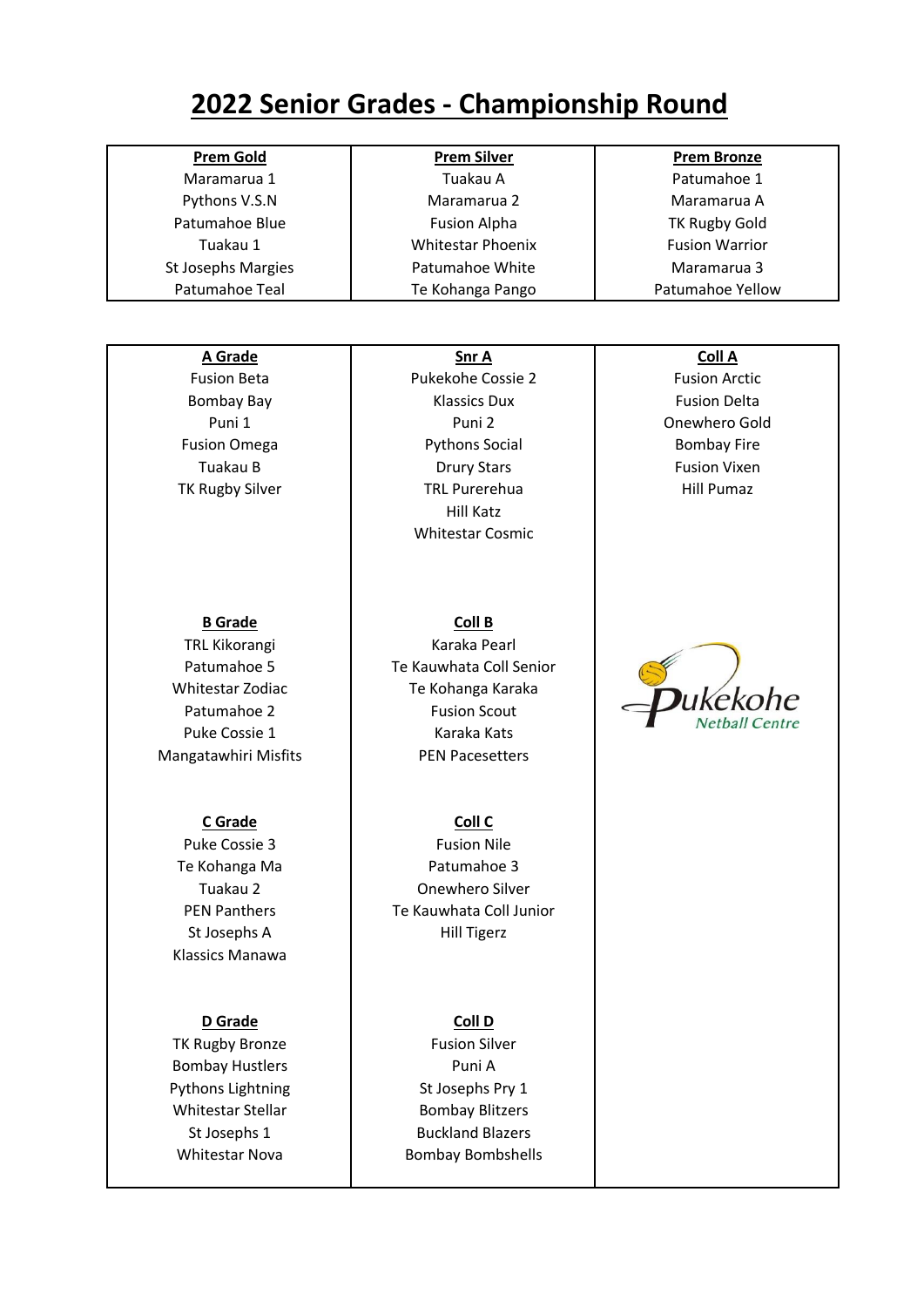# 2022 Senior Grades - Championship Round

| Prem Gold | Prem Silver | Prem Bronze |
|---|---|---|
| Maramarua 1 | Tuakau A | Patumahoe 1 |
| Pythons V.S.N | Maramarua 2 | Maramarua A |
| Patumahoe Blue | Fusion Alpha | TK Rugby Gold |
| Tuakau 1 | Whitestar Phoenix | Fusion Warrior |
| St Josephs Margies | Patumahoe White | Maramarua 3 |
| Patumahoe Teal | Te Kohanga Pango | Patumahoe Yellow |

| A Grade | Snr A | Coll A |
|---|---|---|
| Fusion Beta | Pukekohe Cossie 2 | Fusion Arctic |
| Bombay Bay | Klassics Dux | Fusion Delta |
| Puni 1 | Puni 2 | Onewhero Gold |
| Fusion Omega | Pythons Social | Bombay Fire |
| Tuakau B | Drury Stars | Fusion Vixen |
| TK Rugby Silver | TRL Purerehua | Hill Pumaz |
| | Hill Katz | |
| | Whitestar Cosmic | |

| B Grade | Coll B |
|---|---|
| TRL Kikorangi | Karaka Pearl |
| Patumahoe 5 | Te Kauwhata Coll Senior |
| Whitestar Zodiac | Te Kohanga Karaka |
| Patumahoe 2 | Fusion Scout |
| Puke Cossie 1 | Karaka Kats |
| Mangatawhiri Misfits | PEN Pacesetters |

| C Grade | Coll C |
|---|---|
| Puke Cossie 3 | Fusion Nile |
| Te Kohanga Ma | Patumahoe 3 |
| Tuakau 2 | Onewhero Silver |
| PEN Panthers | Te Kauwhata Coll Junior |
| St Josephs A | Hill Tigerz |
| Klassics Manawa | |

| D Grade | Coll D |
|---|---|
| TK Rugby Bronze | Fusion Silver |
| Bombay Hustlers | Puni A |
| Pythons Lightning | St Josephs Pry 1 |
| Whitestar Stellar | Bombay Blitzers |
| St Josephs 1 | Buckland Blazers |
| Whitestar Nova | Bombay Bombshells |

Pukekohe Netball Centre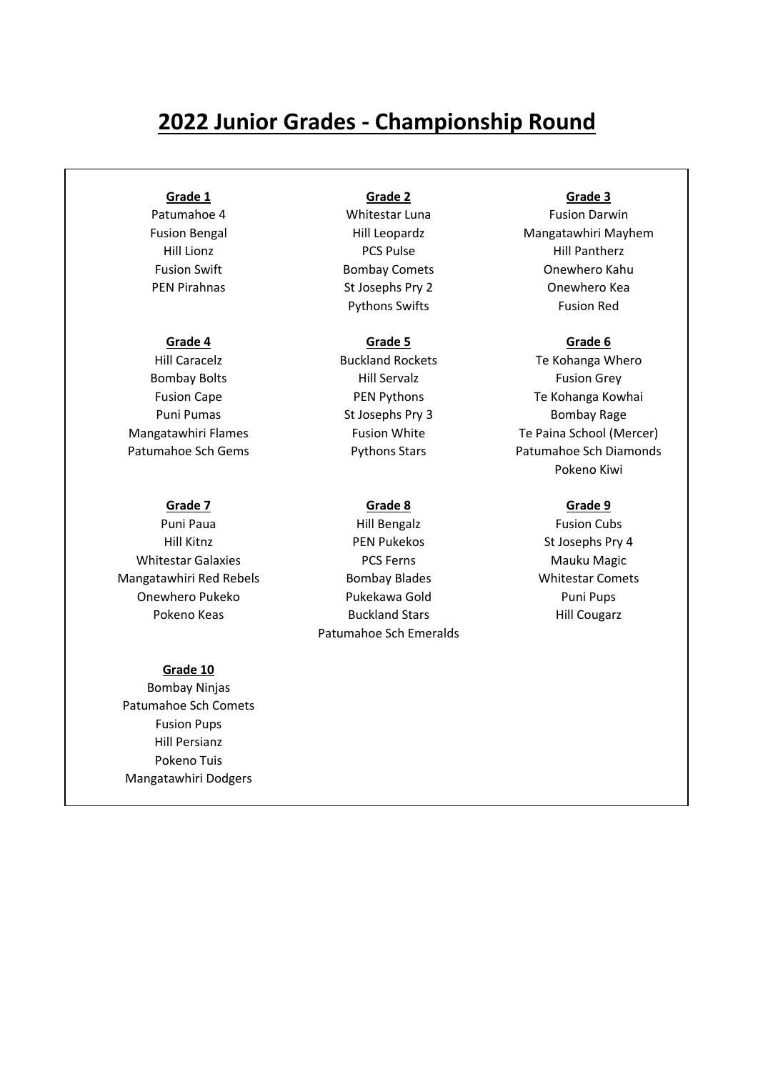# 2022 Junior Grades - Championship Round

**Grade 1**

Patumahoe 4
Fusion Bengal
Hill Lionz
Fusion Swift
PEN Pirahnas

**Grade 2**

Whitestar Luna
Hill Leopardz
PCS Pulse
Bombay Comets
St Josephs Pry 2
Pythons Swifts

**Grade 3**

Fusion Darwin
Mangatawhiri Mayhem
Hill Pantherz
Onewhero Kahu
Onewhero Kea
Fusion Red

**Grade 4**

Hill Caracelz
Bombay Bolts
Fusion Cape
Puni Pumas
Mangatawhiri Flames
Patumahoe Sch Gems

**Grade 5**

Buckland Rockets
Hill Servalz
PEN Pythons
St Josephs Pry 3
Fusion White
Pythons Stars

**Grade 6**

Te Kohanga Whero
Fusion Grey
Te Kohanga Kowhai
Bombay Rage
Te Paina School (Mercer)
Patumahoe Sch Diamonds
Pokeno Kiwi

**Grade 7**

Puni Paua
Hill Kitnz
Whitestar Galaxies
Mangatawhiri Red Rebels
Onewhero Pukeko
Pokeno Keas

**Grade 8**

Hill Bengalz
PEN Pukekos
PCS Ferns
Bombay Blades
Pukekawa Gold
Buckland Stars
Patumahoe Sch Emeralds

**Grade 9**

Fusion Cubs
St Josephs Pry 4
Mauku Magic
Whitestar Comets
Puni Pups
Hill Cougarz

**Grade 10**

Bombay Ninjas
Patumahoe Sch Comets
Fusion Pups
Hill Persianz
Pokeno Tuis
Mangatawhiri Dodgers